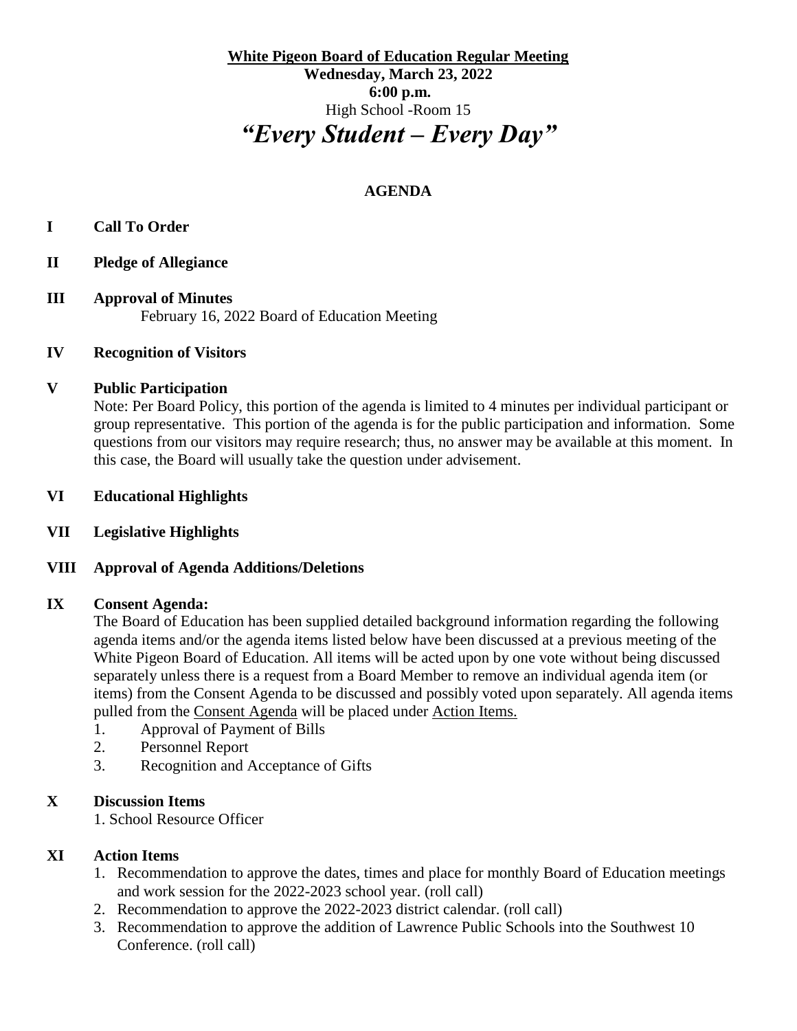**White Pigeon Board of Education Regular Meeting**

**Wednesday, March 23, 2022**

**6:00 p.m.**

High School -Room 15

# *"Every Student – Every Day"*

## AGENDA

**I Call To Order**

**II Pledge of Allegiance**

**III Approval of Minutes**

February 16, 2022 Board of Education Meeting

**IV Recognition of Visitors**

**V Public Participation**

Note: Per Board Policy, this portion of the agenda is limited to 4 minutes per individual participant or group representative. This portion of the agenda is for the public participation and information. Some questions from our visitors may require research; thus, no answer may be available at this moment. In this case, the Board will usually take the question under advisement.

**VI Educational Highlights**

**VII Legislative Highlights**

**VIII Approval of Agenda Additions/Deletions**

**IX Consent Agenda:**

The Board of Education has been supplied detailed background information regarding the following agenda items and/or the agenda items listed below have been discussed at a previous meeting of the White Pigeon Board of Education. All items will be acted upon by one vote without being discussed separately unless there is a request from a Board Member to remove an individual agenda item (or items) from the Consent Agenda to be discussed and possibly voted upon separately. All agenda items pulled from the Consent Agenda will be placed under Action Items.

1. Approval of Payment of Bills
2. Personnel Report
3. Recognition and Acceptance of Gifts

**X Discussion Items**

1. School Resource Officer

**XI Action Items**

1. Recommendation to approve the dates, times and place for monthly Board of Education meetings and work session for the 2022-2023 school year. (roll call)
2. Recommendation to approve the 2022-2023 district calendar. (roll call)
3. Recommendation to approve the addition of Lawrence Public Schools into the Southwest 10 Conference. (roll call)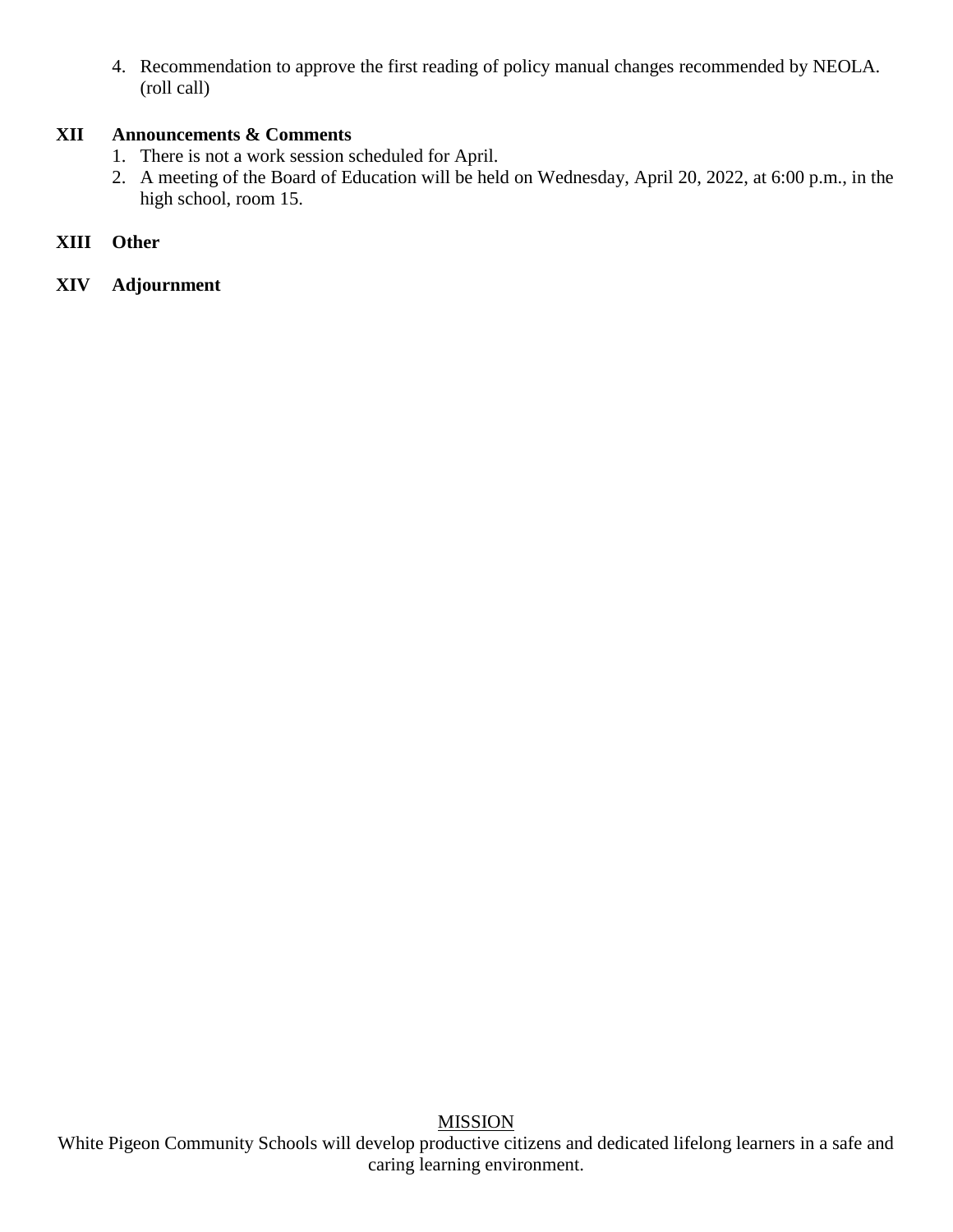4. Recommendation to approve the first reading of policy manual changes recommended by NEOLA. (roll call)

**XII Announcements & Comments**

1. There is not a work session scheduled for April.
2. A meeting of the Board of Education will be held on Wednesday, April 20, 2022, at 6:00 p.m., in the high school, room 15.

**XIII Other**

**XIV Adjournment**

MISSION

White Pigeon Community Schools will develop productive citizens and dedicated lifelong learners in a safe and caring learning environment.